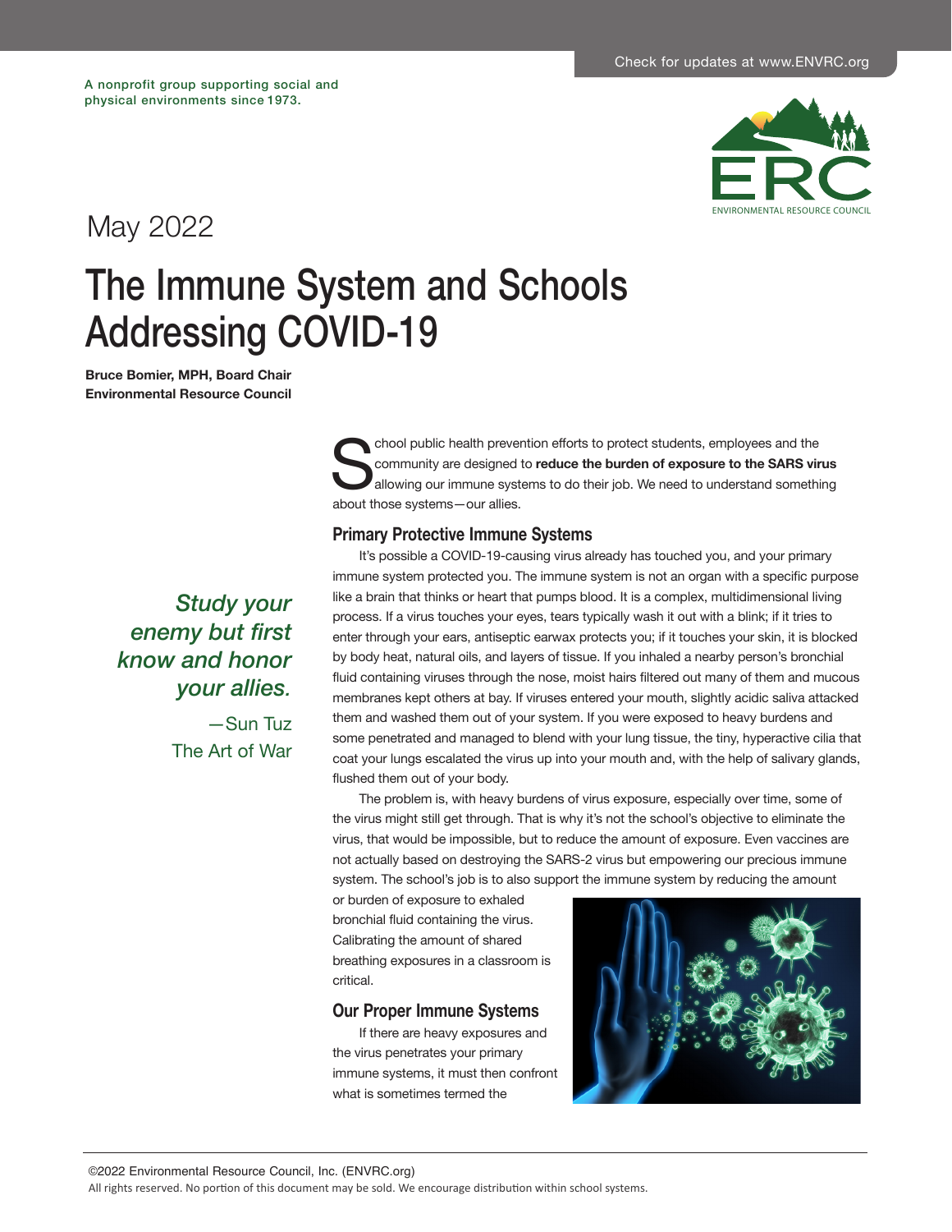A nonprofit group supporting social and physical environments since 1973.

Check for updates at www.ENVRC.org

ERC
ENVIRONMENTAL RESOURCE COUNCIL

May 2022

# The Immune System and Schools Addressing COVID-19

**Bruce Bomier, MPH, Board Chair**
**Environmental Resource Council**

School public health prevention efforts to protect students, employees and the community are designed to **reduce the burden of exposure to the SARS virus** allowing our immune systems to do their job. We need to understand something about those systems—our allies.

> *Study your enemy but first know and honor your allies.*
>
> —Sun Tuz
> The Art of War

## Primary Protective Immune Systems

It's possible a COVID-19-causing virus already has touched you, and your primary immune system protected you. The immune system is not an organ with a specific purpose like a brain that thinks or heart that pumps blood. It is a complex, multidimensional living process. If a virus touches your eyes, tears typically wash it out with a blink; if it tries to enter through your ears, antiseptic earwax protects you; if it touches your skin, it is blocked by body heat, natural oils, and layers of tissue. If you inhaled a nearby person's bronchial fluid containing viruses through the nose, moist hairs filtered out many of them and mucous membranes kept others at bay. If viruses entered your mouth, slightly acidic saliva attacked them and washed them out of your system. If you were exposed to heavy burdens and some penetrated and managed to blend with your lung tissue, the tiny, hyperactive cilia that coat your lungs escalated the virus up into your mouth and, with the help of salivary glands, flushed them out of your body.

The problem is, with heavy burdens of virus exposure, especially over time, some of the virus might still get through. That is why it's not the school's objective to eliminate the virus, that would be impossible, but to reduce the amount of exposure. Even vaccines are not actually based on destroying the SARS-2 virus but empowering our precious immune system. The school's job is to also support the immune system by reducing the amount or burden of exposure to exhaled bronchial fluid containing the virus. Calibrating the amount of shared breathing exposures in a classroom is critical.

## Our Proper Immune Systems

If there are heavy exposures and the virus penetrates your primary immune systems, it must then confront what is sometimes termed the

©2022 Environmental Resource Council, Inc. (ENVRC.org)
All rights reserved. No portion of this document may be sold. We encourage distribution within school systems.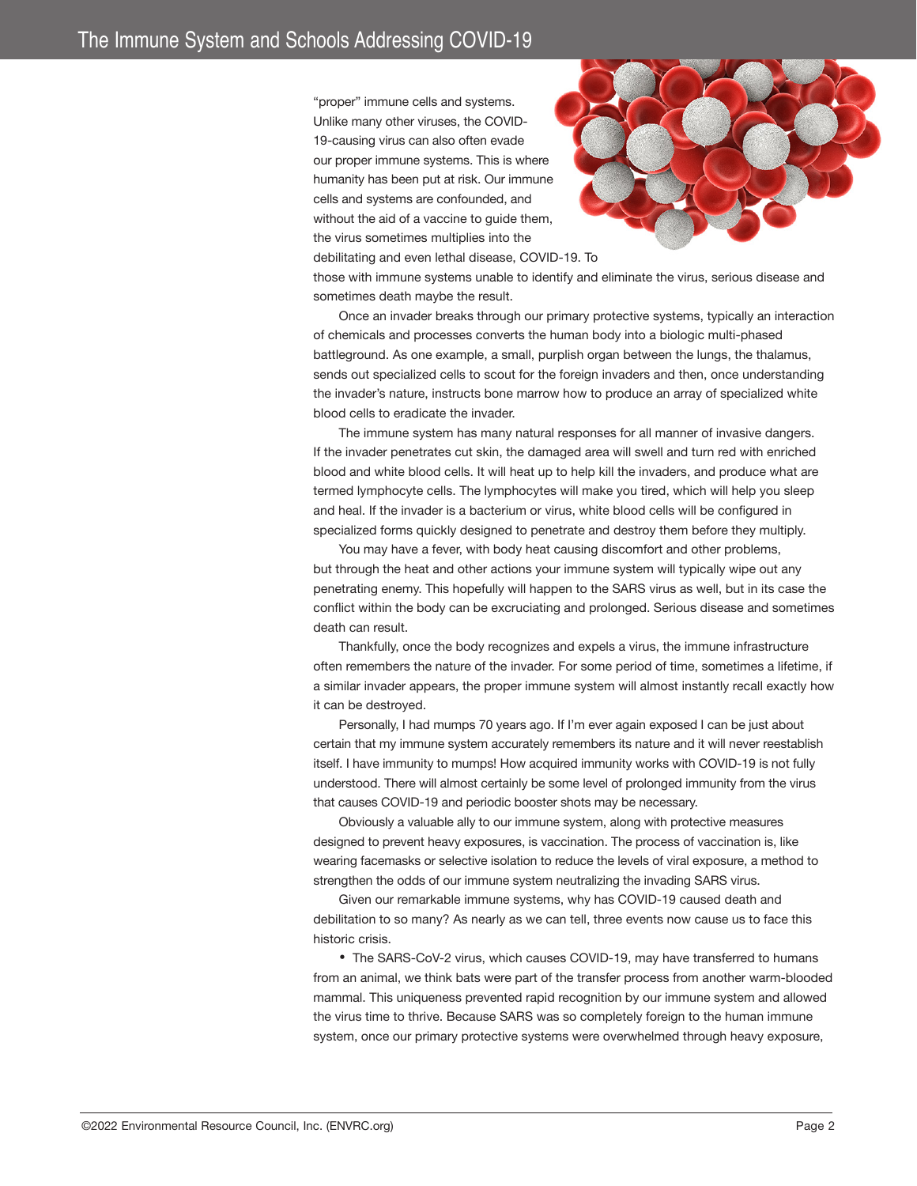"proper" immune cells and systems. Unlike many other viruses, the COVID-19-causing virus can also often evade our proper immune systems. This is where humanity has been put at risk. Our immune cells and systems are confounded, and without the aid of a vaccine to guide them, the virus sometimes multiplies into the debilitating and even lethal disease, COVID-19. To those with immune systems unable to identify and eliminate the virus, serious disease and sometimes death maybe the result.

Once an invader breaks through our primary protective systems, typically an interaction of chemicals and processes converts the human body into a biologic multi-phased battleground. As one example, a small, purplish organ between the lungs, the thalamus, sends out specialized cells to scout for the foreign invaders and then, once understanding the invader's nature, instructs bone marrow how to produce an array of specialized white blood cells to eradicate the invader.

The immune system has many natural responses for all manner of invasive dangers. If the invader penetrates cut skin, the damaged area will swell and turn red with enriched blood and white blood cells. It will heat up to help kill the invaders, and produce what are termed lymphocyte cells. The lymphocytes will make you tired, which will help you sleep and heal. If the invader is a bacterium or virus, white blood cells will be configured in specialized forms quickly designed to penetrate and destroy them before they multiply.

You may have a fever, with body heat causing discomfort and other problems, but through the heat and other actions your immune system will typically wipe out any penetrating enemy. This hopefully will happen to the SARS virus as well, but in its case the conflict within the body can be excruciating and prolonged. Serious disease and sometimes death can result.

Thankfully, once the body recognizes and expels a virus, the immune infrastructure often remembers the nature of the invader. For some period of time, sometimes a lifetime, if a similar invader appears, the proper immune system will almost instantly recall exactly how it can be destroyed.

Personally, I had mumps 70 years ago. If I'm ever again exposed I can be just about certain that my immune system accurately remembers its nature and it will never reestablish itself. I have immunity to mumps! How acquired immunity works with COVID-19 is not fully understood. There will almost certainly be some level of prolonged immunity from the virus that causes COVID-19 and periodic booster shots may be necessary.

Obviously a valuable ally to our immune system, along with protective measures designed to prevent heavy exposures, is vaccination. The process of vaccination is, like wearing facemasks or selective isolation to reduce the levels of viral exposure, a method to strengthen the odds of our immune system neutralizing the invading SARS virus.

Given our remarkable immune systems, why has COVID-19 caused death and debilitation to so many? As nearly as we can tell, three events now cause us to face this historic crisis.

- The SARS-CoV-2 virus, which causes COVID-19, may have transferred to humans from an animal, we think bats were part of the transfer process from another warm-blooded mammal. This uniqueness prevented rapid recognition by our immune system and allowed the virus time to thrive. Because SARS was so completely foreign to the human immune system, once our primary protective systems were overwhelmed through heavy exposure,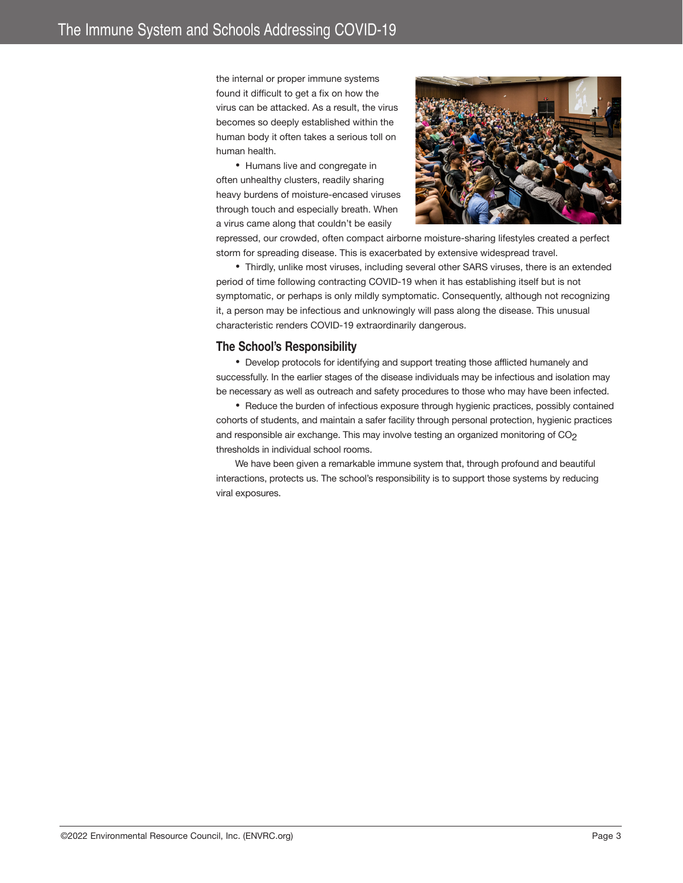the internal or proper immune systems found it difficult to get a fix on how the virus can be attacked. As a result, the virus becomes so deeply established within the human body it often takes a serious toll on human health.

- Humans live and congregate in often unhealthy clusters, readily sharing heavy burdens of moisture-encased viruses through touch and especially breath. When a virus came along that couldn't be easily repressed, our crowded, often compact airborne moisture-sharing lifestyles created a perfect storm for spreading disease. This is exacerbated by extensive widespread travel.
- Thirdly, unlike most viruses, including several other SARS viruses, there is an extended period of time following contracting COVID-19 when it has establishing itself but is not symptomatic, or perhaps is only mildly symptomatic. Consequently, although not recognizing it, a person may be infectious and unknowingly will pass along the disease. This unusual characteristic renders COVID-19 extraordinarily dangerous.

## The School's Responsibility

- Develop protocols for identifying and support treating those afflicted humanely and successfully. In the earlier stages of the disease individuals may be infectious and isolation may be necessary as well as outreach and safety procedures to those who may have been infected.
- Reduce the burden of infectious exposure through hygienic practices, possibly contained cohorts of students, and maintain a safer facility through personal protection, hygienic practices and responsible air exchange. This may involve testing an organized monitoring of $CO_2$ thresholds in individual school rooms.

We have been given a remarkable immune system that, through profound and beautiful interactions, protects us. The school's responsibility is to support those systems by reducing viral exposures.

©2022 Environmental Resource Council, Inc. (ENVRC.org)